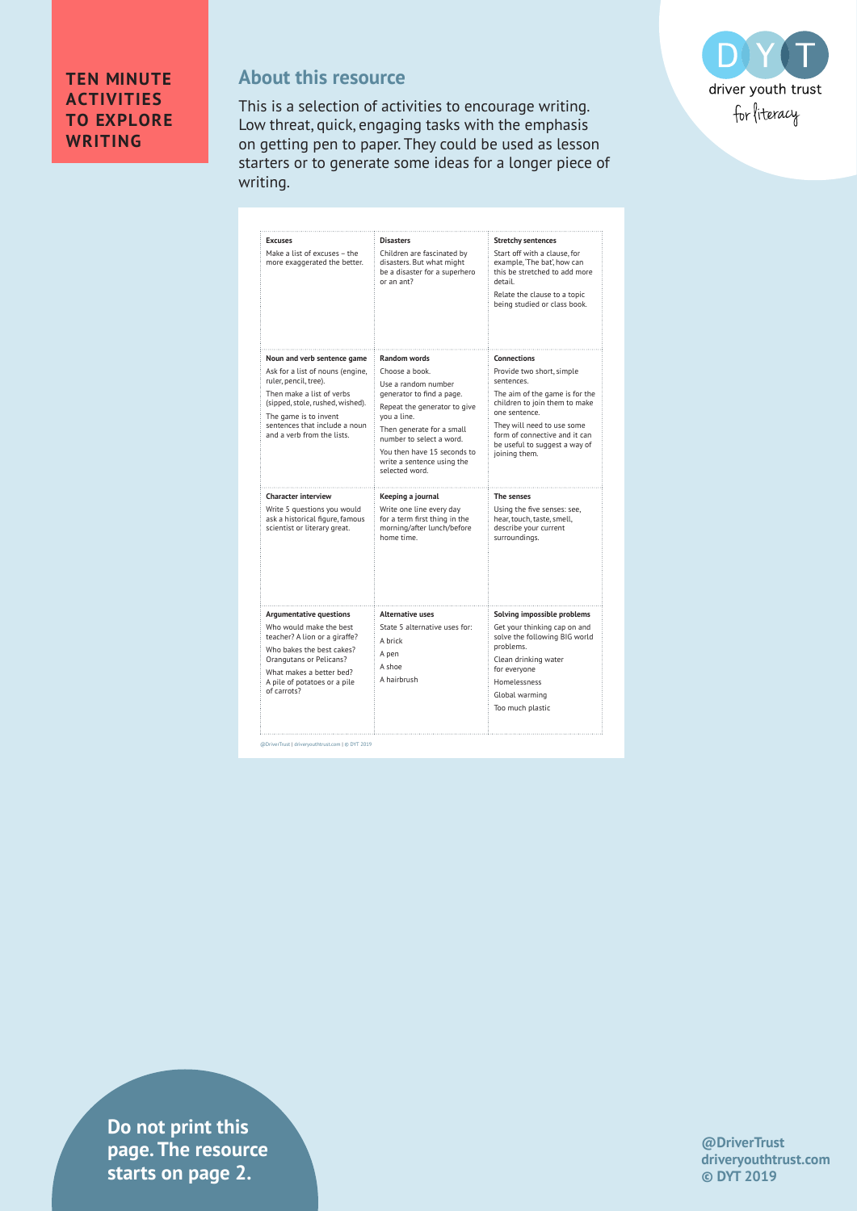# TEN MINUTE ACTIVITIES TO EXPLORE WRITING

## About this resource

This is a selection of activities to encourage writing. Low threat, quick, engaging tasks with the emphasis on getting pen to paper. They could be used as lesson starters or to generate some ideas for a longer piece of writing.

| | | |
|---|---|---|
| **Excuses**<br>Make a list of excuses – the more exaggerated the better. | **Disasters**<br>Children are fascinated by disasters. But what might be a disaster for a superhero or an ant? | **Stretchy sentences**<br>Start off with a clause, for example, 'The bat', how can this be stretched to add more detail.<br>Relate the clause to a topic being studied or class book. |
| **Noun and verb sentence game**<br>Ask for a list of nouns (engine, ruler, pencil, tree).<br>Then make a list of verbs (sipped, stole, rushed, wished).<br>The game is to invent sentences that include a noun and a verb from the lists. | **Random words**<br>Choose a book.<br>Use a random number generator to find a page.<br>Repeat the generator to give you a line.<br>Then generate for a small number to select a word.<br>You then have 15 seconds to write a sentence using the selected word. | **Connections**<br>Provide two short, simple sentences.<br>The aim of the game is for the children to join them to make one sentence.<br>They will need to use some form of connective and it can be useful to suggest a way of joining them. |
| **Character interview**<br>Write 5 questions you would ask a historical figure, famous scientist or literary great. | **Keeping a journal**<br>Write one line every day for a term first thing in the morning/after lunch/before home time. | **The senses**<br>Using the five senses: see, hear, touch, taste, smell, describe your current surroundings. |
| **Argumentative questions**<br>Who would make the best teacher? A lion or a giraffe?<br>Who bakes the best cakes? Orangutans or Pelicans?<br>What makes a better bed? A pile of potatoes or a pile of carrots? | **Alternative uses**<br>State 5 alternative uses for:<br>A brick<br>A pen<br>A shoe<br>A hairbrush | **Solving impossible problems**<br>Get your thinking cap on and solve the following BIG world problems.<br>Clean drinking water for everyone<br>Homelessness<br>Global warming<br>Too much plastic |

@DriverTrust | driveryouthtrust.com | © DYT 2019

**Do not print this page. The resource starts on page 2.**

**@DriverTrust**
**driveryouthtrust.com**
**© DYT 2019**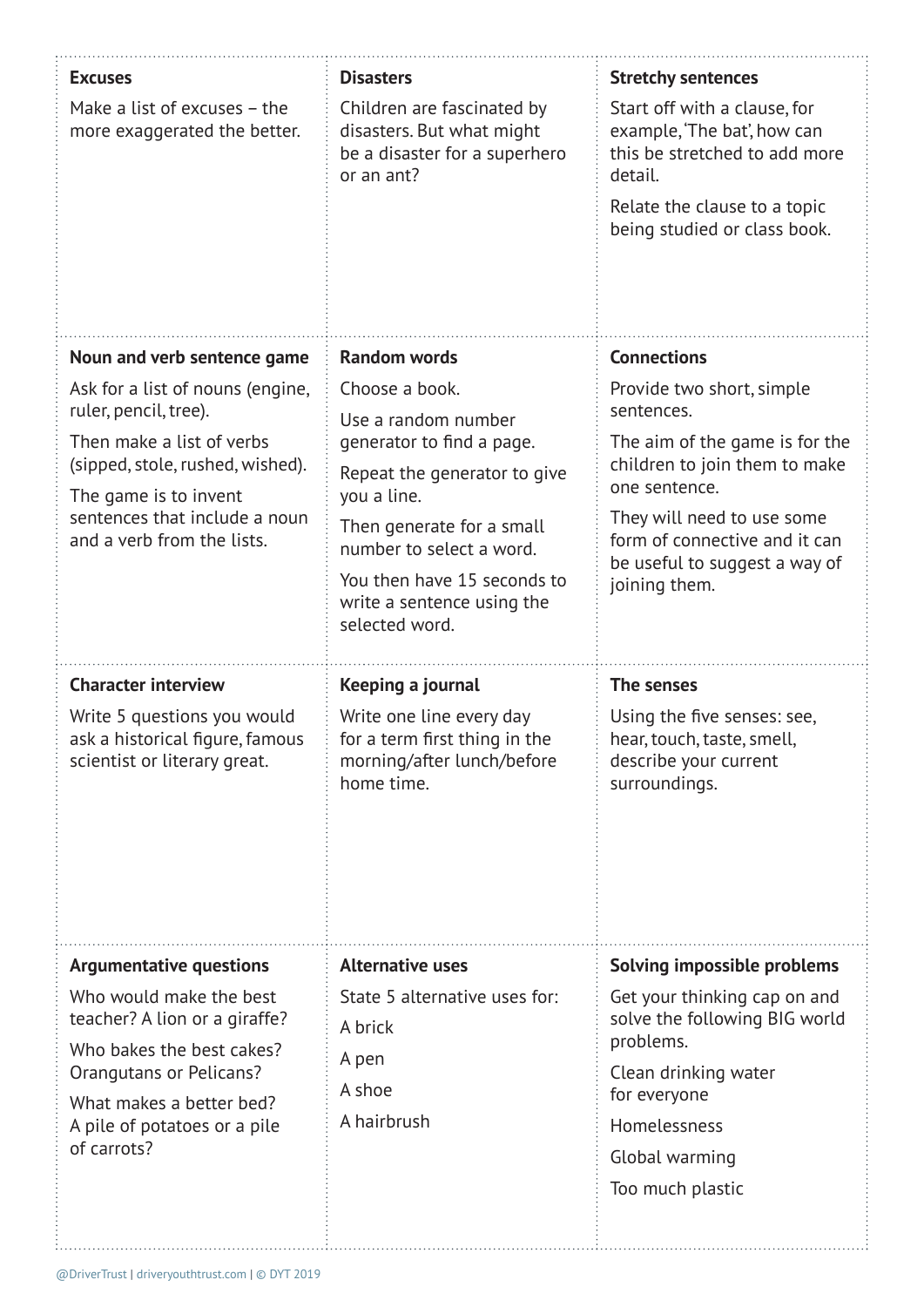## Excuses

Make a list of excuses – the more exaggerated the better.

## Disasters

Children are fascinated by disasters. But what might be a disaster for a superhero or an ant?

## Stretchy sentences

Start off with a clause, for example, 'The bat', how can this be stretched to add more detail.

Relate the clause to a topic being studied or class book.

## Noun and verb sentence game

Ask for a list of nouns (engine, ruler, pencil, tree).

Then make a list of verbs (sipped, stole, rushed, wished).

The game is to invent sentences that include a noun and a verb from the lists.

## Random words

Choose a book.

Use a random number generator to find a page.

Repeat the generator to give you a line.

Then generate for a small number to select a word.

You then have 15 seconds to write a sentence using the selected word.

## Connections

Provide two short, simple sentences.

The aim of the game is for the children to join them to make one sentence.

They will need to use some form of connective and it can be useful to suggest a way of joining them.

## Character interview

Write 5 questions you would ask a historical figure, famous scientist or literary great.

## Keeping a journal

Write one line every day for a term first thing in the morning/after lunch/before home time.

## The senses

Using the five senses: see, hear, touch, taste, smell, describe your current surroundings.

## Argumentative questions

Who would make the best teacher? A lion or a giraffe?

Who bakes the best cakes? Orangutans or Pelicans?

What makes a better bed? A pile of potatoes or a pile of carrots?

## Alternative uses

State 5 alternative uses for:

A brick

A pen

A shoe

A hairbrush

## Solving impossible problems

Get your thinking cap on and solve the following BIG world problems.

Clean drinking water for everyone

Homelessness

Global warming

Too much plastic